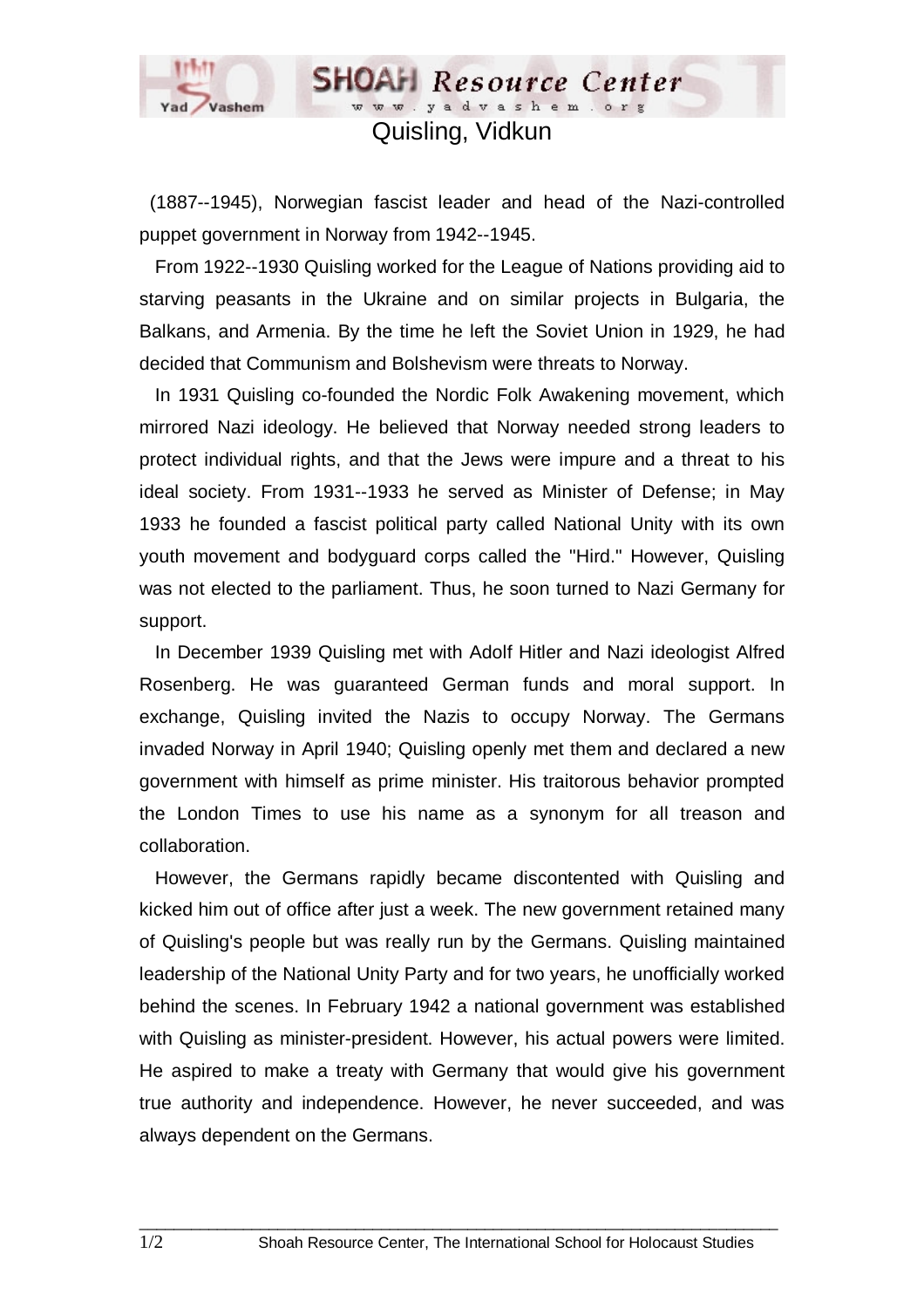# Quisling, Vidkun

(1887--1945), Norwegian fascist leader and head of the Nazi-controlled puppet government in Norway from 1942--1945.

From 1922--1930 Quisling worked for the League of Nations providing aid to starving peasants in the Ukraine and on similar projects in Bulgaria, the Balkans, and Armenia. By the time he left the Soviet Union in 1929, he had decided that Communism and Bolshevism were threats to Norway.

In 1931 Quisling co-founded the Nordic Folk Awakening movement, which mirrored Nazi ideology. He believed that Norway needed strong leaders to protect individual rights, and that the Jews were impure and a threat to his ideal society. From 1931--1933 he served as Minister of Defense; in May 1933 he founded a fascist political party called National Unity with its own youth movement and bodyguard corps called the "Hird." However, Quisling was not elected to the parliament. Thus, he soon turned to Nazi Germany for support.

In December 1939 Quisling met with Adolf Hitler and Nazi ideologist Alfred Rosenberg. He was guaranteed German funds and moral support. In exchange, Quisling invited the Nazis to occupy Norway. The Germans invaded Norway in April 1940; Quisling openly met them and declared a new government with himself as prime minister. His traitorous behavior prompted the London Times to use his name as a synonym for all treason and collaboration.

However, the Germans rapidly became discontented with Quisling and kicked him out of office after just a week. The new government retained many of Quisling's people but was really run by the Germans. Quisling maintained leadership of the National Unity Party and for two years, he unofficially worked behind the scenes. In February 1942 a national government was established with Quisling as minister-president. However, his actual powers were limited. He aspired to make a treaty with Germany that would give his government true authority and independence. However, he never succeeded, and was always dependent on the Germans.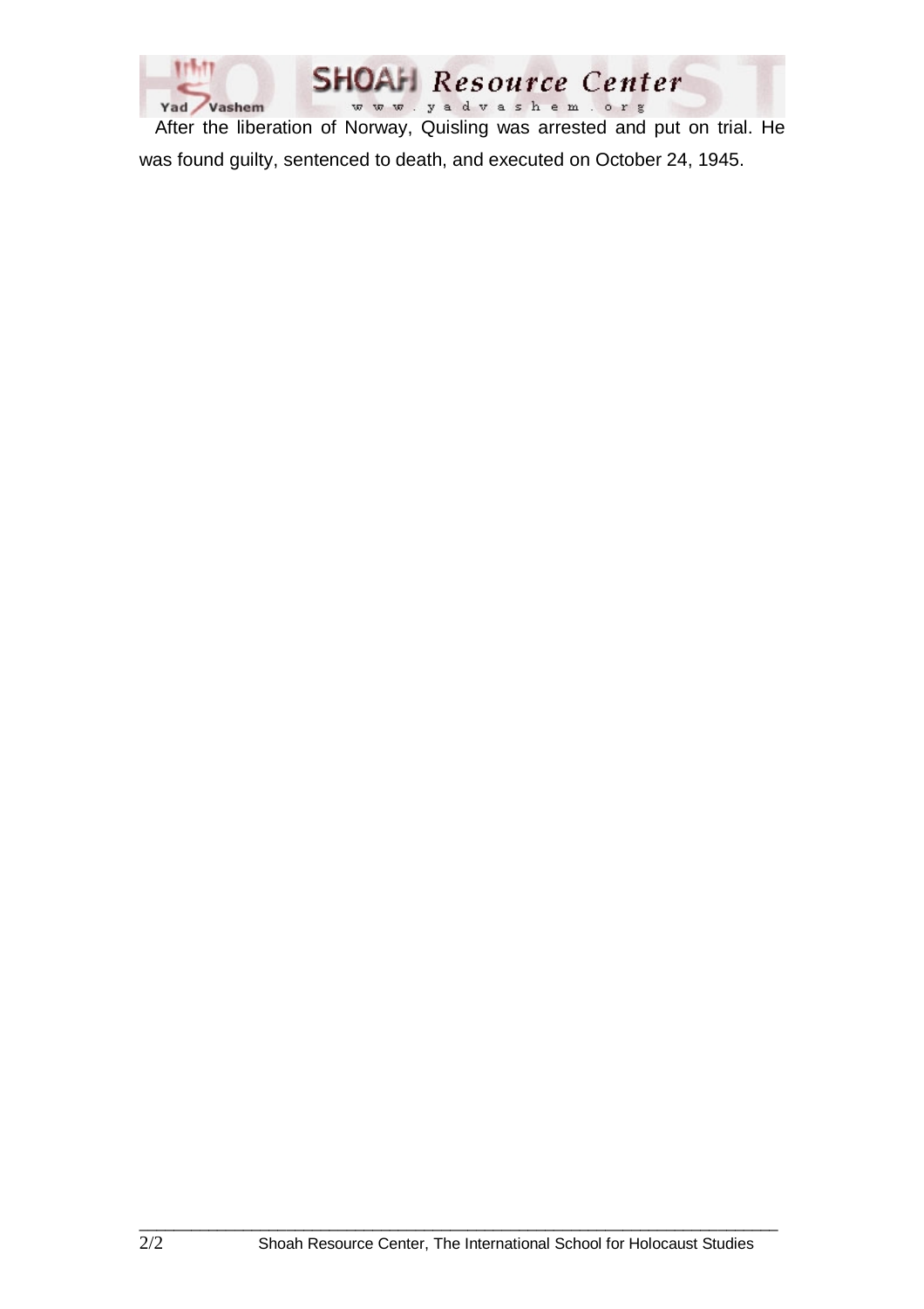After the liberation of Norway, Quisling was arrested and put on trial. He was found guilty, sentenced to death, and executed on October 24, 1945.